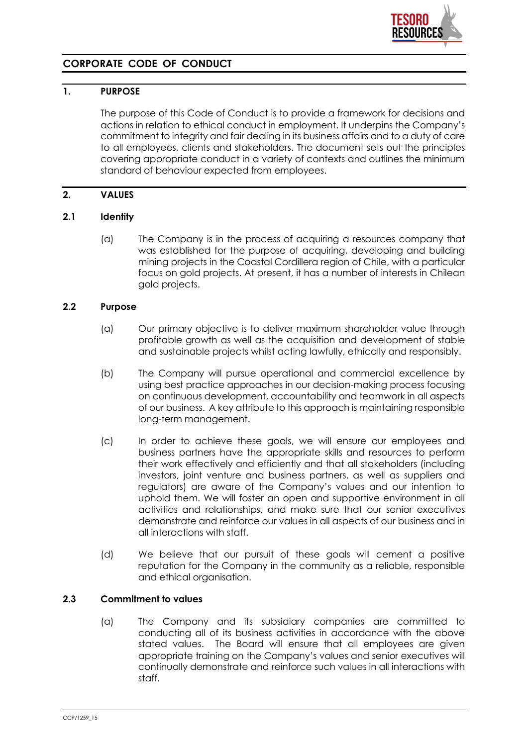# CORPORATE CODE OF CONDUCT

## 1. PURPOSE

The purpose of this Code of Conduct is to provide a framework for decisions and actions in relation to ethical conduct in employment. It underpins the Company's commitment to integrity and fair dealing in its business affairs and to a duty of care to all employees, clients and stakeholders. The document sets out the principles covering appropriate conduct in a variety of contexts and outlines the minimum standard of behaviour expected from employees.

## 2. VALUES

### 2.1 Identity

(a) The Company is in the process of acquiring a resources company that was established for the purpose of acquiring, developing and building mining projects in the Coastal Cordillera region of Chile, with a particular focus on gold projects. At present, it has a number of interests in Chilean gold projects.

### 2.2 Purpose

(a) Our primary objective is to deliver maximum shareholder value through profitable growth as well as the acquisition and development of stable and sustainable projects whilst acting lawfully, ethically and responsibly.

(b) The Company will pursue operational and commercial excellence by using best practice approaches in our decision-making process focusing on continuous development, accountability and teamwork in all aspects of our business. A key attribute to this approach is maintaining responsible long-term management.

(c) In order to achieve these goals, we will ensure our employees and business partners have the appropriate skills and resources to perform their work effectively and efficiently and that all stakeholders (including investors, joint venture and business partners, as well as suppliers and regulators) are aware of the Company's values and our intention to uphold them. We will foster an open and supportive environment in all activities and relationships, and make sure that our senior executives demonstrate and reinforce our values in all aspects of our business and in all interactions with staff.

(d) We believe that our pursuit of these goals will cement a positive reputation for the Company in the community as a reliable, responsible and ethical organisation.

### 2.3 Commitment to values

(a) The Company and its subsidiary companies are committed to conducting all of its business activities in accordance with the above stated values. The Board will ensure that all employees are given appropriate training on the Company's values and senior executives will continually demonstrate and reinforce such values in all interactions with staff.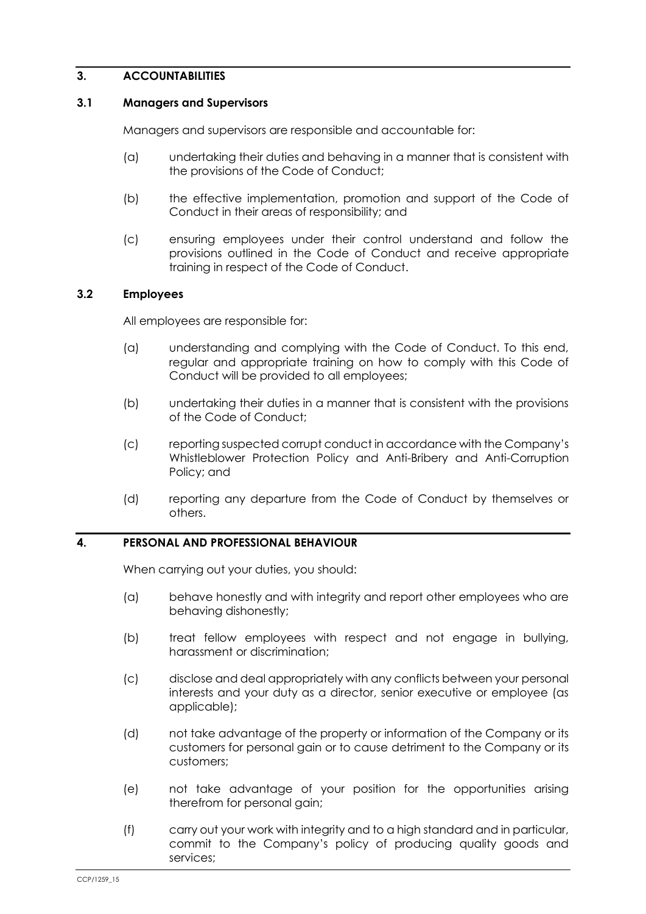## 3. ACCOUNTABILITIES

### 3.1 Managers and Supervisors

Managers and supervisors are responsible and accountable for:

(a) undertaking their duties and behaving in a manner that is consistent with the provisions of the Code of Conduct;

(b) the effective implementation, promotion and support of the Code of Conduct in their areas of responsibility; and

(c) ensuring employees under their control understand and follow the provisions outlined in the Code of Conduct and receive appropriate training in respect of the Code of Conduct.

### 3.2 Employees

All employees are responsible for:

(a) understanding and complying with the Code of Conduct. To this end, regular and appropriate training on how to comply with this Code of Conduct will be provided to all employees;

(b) undertaking their duties in a manner that is consistent with the provisions of the Code of Conduct;

(c) reporting suspected corrupt conduct in accordance with the Company's Whistleblower Protection Policy and Anti-Bribery and Anti-Corruption Policy; and

(d) reporting any departure from the Code of Conduct by themselves or others.

## 4. PERSONAL AND PROFESSIONAL BEHAVIOUR

When carrying out your duties, you should:

(a) behave honestly and with integrity and report other employees who are behaving dishonestly;

(b) treat fellow employees with respect and not engage in bullying, harassment or discrimination;

(c) disclose and deal appropriately with any conflicts between your personal interests and your duty as a director, senior executive or employee (as applicable);

(d) not take advantage of the property or information of the Company or its customers for personal gain or to cause detriment to the Company or its customers;

(e) not take advantage of your position for the opportunities arising therefrom for personal gain;

(f) carry out your work with integrity and to a high standard and in particular, commit to the Company's policy of producing quality goods and services;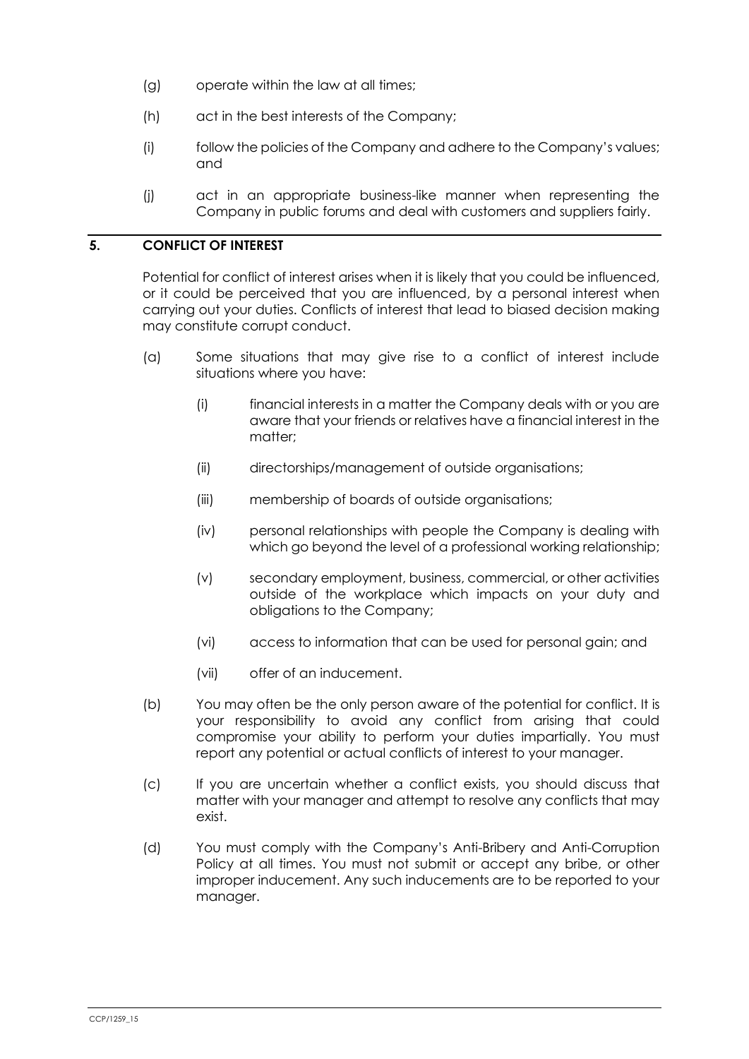(g) operate within the law at all times;

(h) act in the best interests of the Company;

(i) follow the policies of the Company and adhere to the Company's values; and

(j) act in an appropriate business-like manner when representing the Company in public forums and deal with customers and suppliers fairly.

## 5. CONFLICT OF INTEREST

Potential for conflict of interest arises when it is likely that you could be influenced, or it could be perceived that you are influenced, by a personal interest when carrying out your duties. Conflicts of interest that lead to biased decision making may constitute corrupt conduct.

(a) Some situations that may give rise to a conflict of interest include situations where you have:

  (i) financial interests in a matter the Company deals with or you are aware that your friends or relatives have a financial interest in the matter;

  (ii) directorships/management of outside organisations;

  (iii) membership of boards of outside organisations;

  (iv) personal relationships with people the Company is dealing with which go beyond the level of a professional working relationship;

  (v) secondary employment, business, commercial, or other activities outside of the workplace which impacts on your duty and obligations to the Company;

  (vi) access to information that can be used for personal gain; and

  (vii) offer of an inducement.

(b) You may often be the only person aware of the potential for conflict. It is your responsibility to avoid any conflict from arising that could compromise your ability to perform your duties impartially. You must report any potential or actual conflicts of interest to your manager.

(c) If you are uncertain whether a conflict exists, you should discuss that matter with your manager and attempt to resolve any conflicts that may exist.

(d) You must comply with the Company's Anti-Bribery and Anti-Corruption Policy at all times. You must not submit or accept any bribe, or other improper inducement. Any such inducements are to be reported to your manager.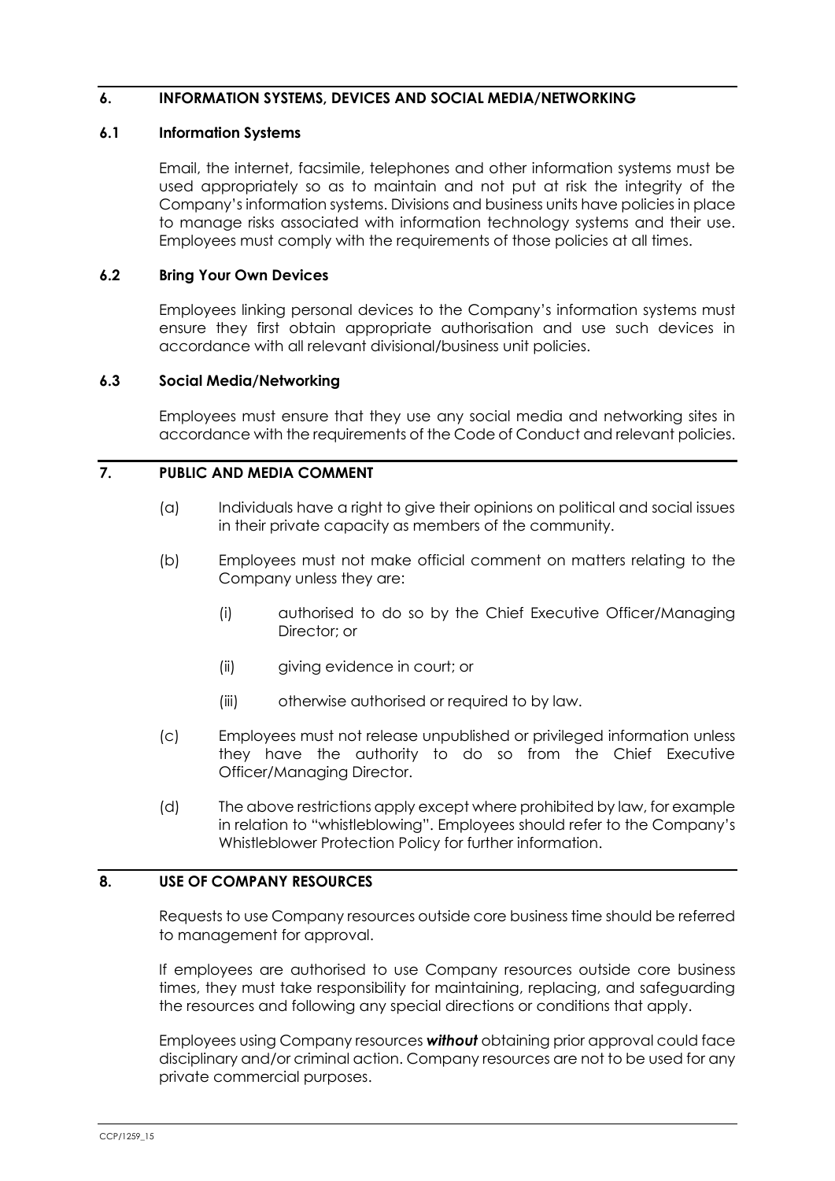## 6. INFORMATION SYSTEMS, DEVICES AND SOCIAL MEDIA/NETWORKING

### 6.1 Information Systems

Email, the internet, facsimile, telephones and other information systems must be used appropriately so as to maintain and not put at risk the integrity of the Company's information systems. Divisions and business units have policies in place to manage risks associated with information technology systems and their use. Employees must comply with the requirements of those policies at all times.

### 6.2 Bring Your Own Devices

Employees linking personal devices to the Company's information systems must ensure they first obtain appropriate authorisation and use such devices in accordance with all relevant divisional/business unit policies.

### 6.3 Social Media/Networking

Employees must ensure that they use any social media and networking sites in accordance with the requirements of the Code of Conduct and relevant policies.

## 7. PUBLIC AND MEDIA COMMENT

(a) Individuals have a right to give their opinions on political and social issues in their private capacity as members of the community.

(b) Employees must not make official comment on matters relating to the Company unless they are:

  (i) authorised to do so by the Chief Executive Officer/Managing Director; or

  (ii) giving evidence in court; or

  (iii) otherwise authorised or required to by law.

(c) Employees must not release unpublished or privileged information unless they have the authority to do so from the Chief Executive Officer/Managing Director.

(d) The above restrictions apply except where prohibited by law, for example in relation to "whistleblowing". Employees should refer to the Company's Whistleblower Protection Policy for further information.

## 8. USE OF COMPANY RESOURCES

Requests to use Company resources outside core business time should be referred to management for approval.

If employees are authorised to use Company resources outside core business times, they must take responsibility for maintaining, replacing, and safeguarding the resources and following any special directions or conditions that apply.

Employees using Company resources ***without*** obtaining prior approval could face disciplinary and/or criminal action. Company resources are not to be used for any private commercial purposes.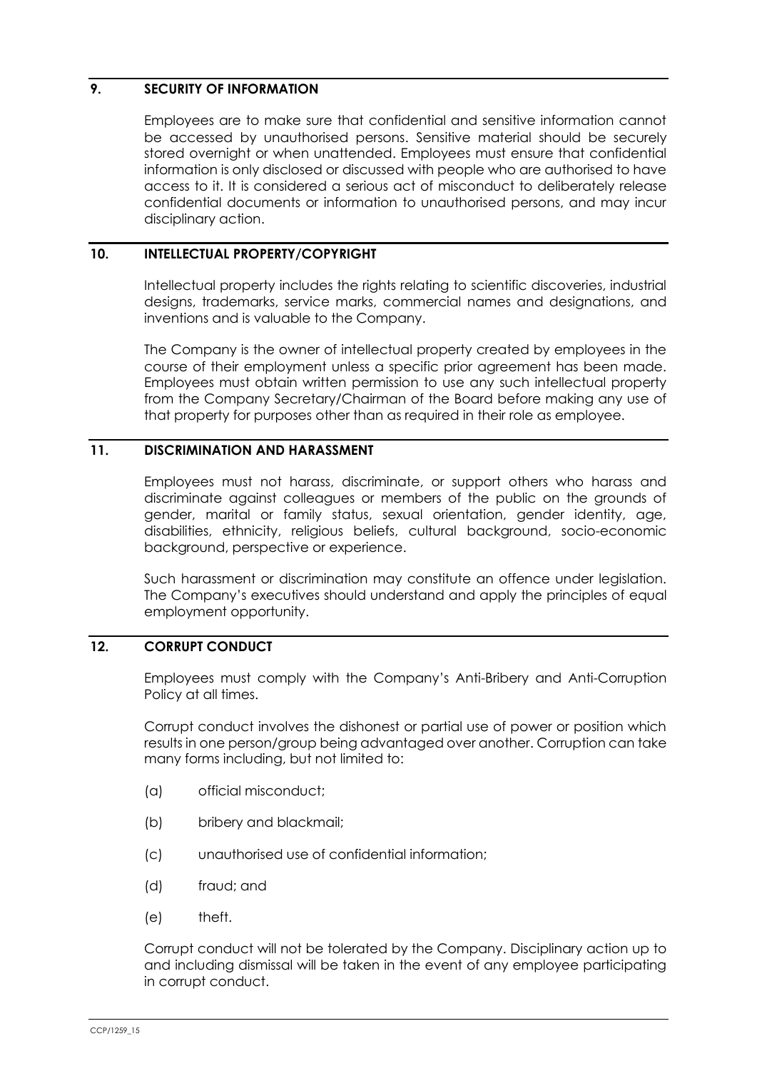## 9. SECURITY OF INFORMATION

Employees are to make sure that confidential and sensitive information cannot be accessed by unauthorised persons. Sensitive material should be securely stored overnight or when unattended. Employees must ensure that confidential information is only disclosed or discussed with people who are authorised to have access to it. It is considered a serious act of misconduct to deliberately release confidential documents or information to unauthorised persons, and may incur disciplinary action.

## 10. INTELLECTUAL PROPERTY/COPYRIGHT

Intellectual property includes the rights relating to scientific discoveries, industrial designs, trademarks, service marks, commercial names and designations, and inventions and is valuable to the Company.

The Company is the owner of intellectual property created by employees in the course of their employment unless a specific prior agreement has been made. Employees must obtain written permission to use any such intellectual property from the Company Secretary/Chairman of the Board before making any use of that property for purposes other than as required in their role as employee.

## 11. DISCRIMINATION AND HARASSMENT

Employees must not harass, discriminate, or support others who harass and discriminate against colleagues or members of the public on the grounds of gender, marital or family status, sexual orientation, gender identity, age, disabilities, ethnicity, religious beliefs, cultural background, socio-economic background, perspective or experience.

Such harassment or discrimination may constitute an offence under legislation. The Company's executives should understand and apply the principles of equal employment opportunity.

## 12. CORRUPT CONDUCT

Employees must comply with the Company's Anti-Bribery and Anti-Corruption Policy at all times.

Corrupt conduct involves the dishonest or partial use of power or position which results in one person/group being advantaged over another. Corruption can take many forms including, but not limited to:

(a) official misconduct;

(b) bribery and blackmail;

(c) unauthorised use of confidential information;

(d) fraud; and

(e) theft.

Corrupt conduct will not be tolerated by the Company. Disciplinary action up to and including dismissal will be taken in the event of any employee participating in corrupt conduct.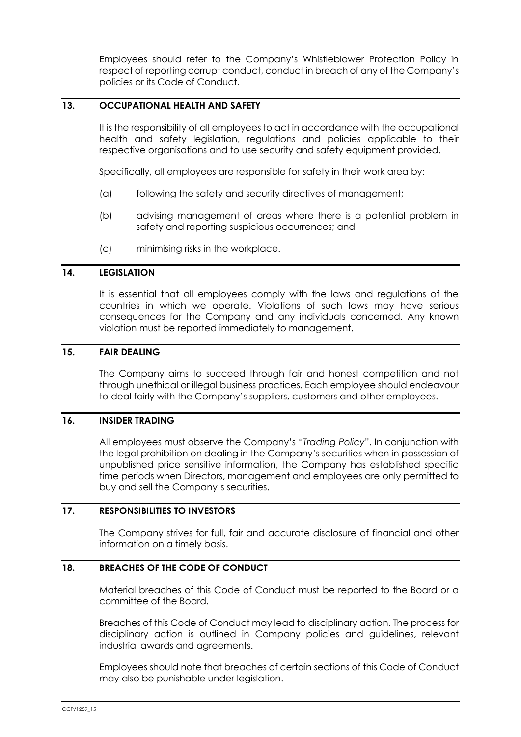Employees should refer to the Company's Whistleblower Protection Policy in respect of reporting corrupt conduct, conduct in breach of any of the Company's policies or its Code of Conduct.

## 13. OCCUPATIONAL HEALTH AND SAFETY

It is the responsibility of all employees to act in accordance with the occupational health and safety legislation, regulations and policies applicable to their respective organisations and to use security and safety equipment provided.

Specifically, all employees are responsible for safety in their work area by:

(a) following the safety and security directives of management;

(b) advising management of areas where there is a potential problem in safety and reporting suspicious occurrences; and

(c) minimising risks in the workplace.

## 14. LEGISLATION

It is essential that all employees comply with the laws and regulations of the countries in which we operate. Violations of such laws may have serious consequences for the Company and any individuals concerned. Any known violation must be reported immediately to management.

## 15. FAIR DEALING

The Company aims to succeed through fair and honest competition and not through unethical or illegal business practices. Each employee should endeavour to deal fairly with the Company's suppliers, customers and other employees.

## 16. INSIDER TRADING

All employees must observe the Company's "*Trading Policy*". In conjunction with the legal prohibition on dealing in the Company's securities when in possession of unpublished price sensitive information, the Company has established specific time periods when Directors, management and employees are only permitted to buy and sell the Company's securities.

## 17. RESPONSIBILITIES TO INVESTORS

The Company strives for full, fair and accurate disclosure of financial and other information on a timely basis.

## 18. BREACHES OF THE CODE OF CONDUCT

Material breaches of this Code of Conduct must be reported to the Board or a committee of the Board.

Breaches of this Code of Conduct may lead to disciplinary action. The process for disciplinary action is outlined in Company policies and guidelines, relevant industrial awards and agreements.

Employees should note that breaches of certain sections of this Code of Conduct may also be punishable under legislation.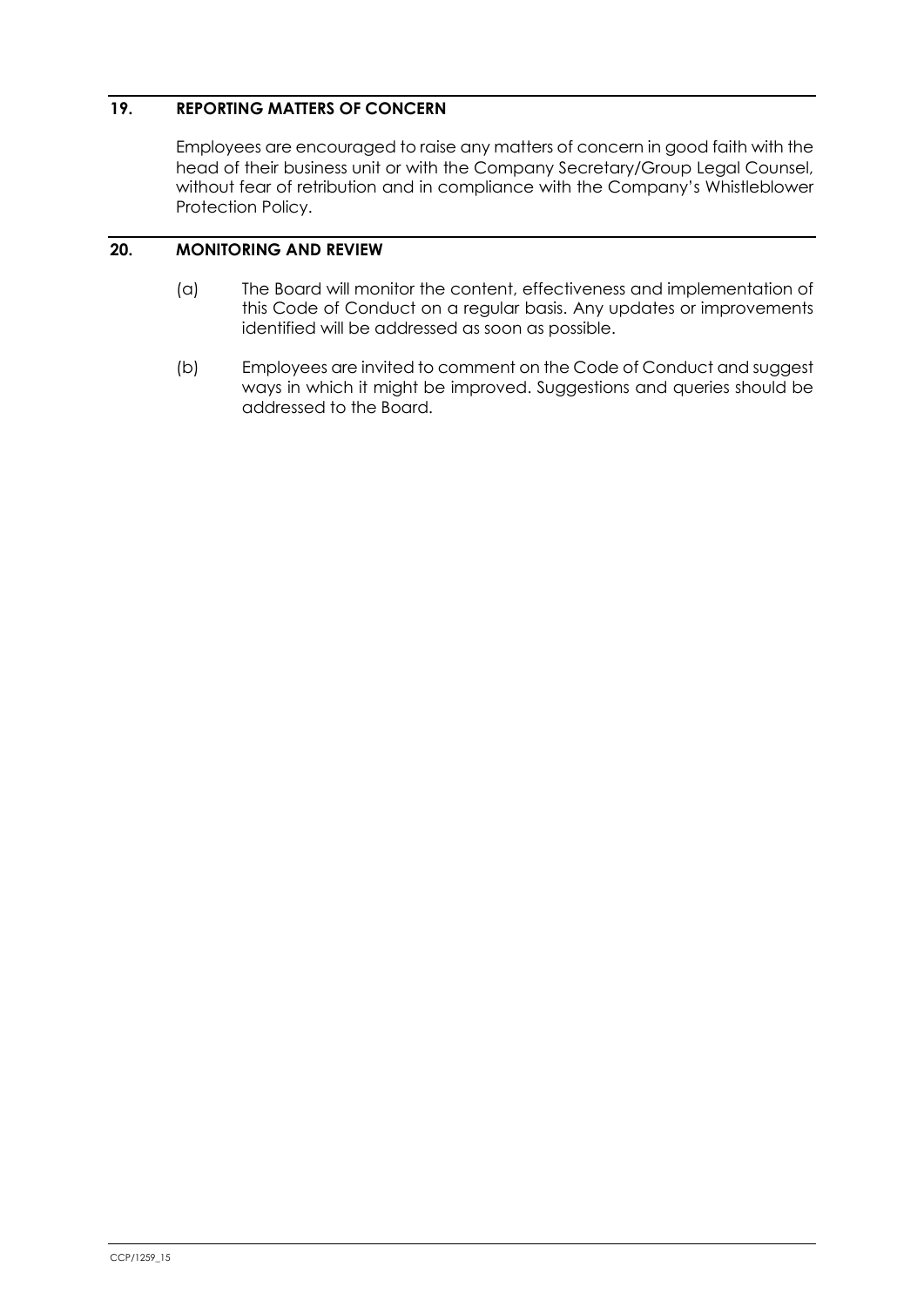## 19. REPORTING MATTERS OF CONCERN

Employees are encouraged to raise any matters of concern in good faith with the head of their business unit or with the Company Secretary/Group Legal Counsel, without fear of retribution and in compliance with the Company's Whistleblower Protection Policy.

## 20. MONITORING AND REVIEW

(a) The Board will monitor the content, effectiveness and implementation of this Code of Conduct on a regular basis. Any updates or improvements identified will be addressed as soon as possible.

(b) Employees are invited to comment on the Code of Conduct and suggest ways in which it might be improved. Suggestions and queries should be addressed to the Board.